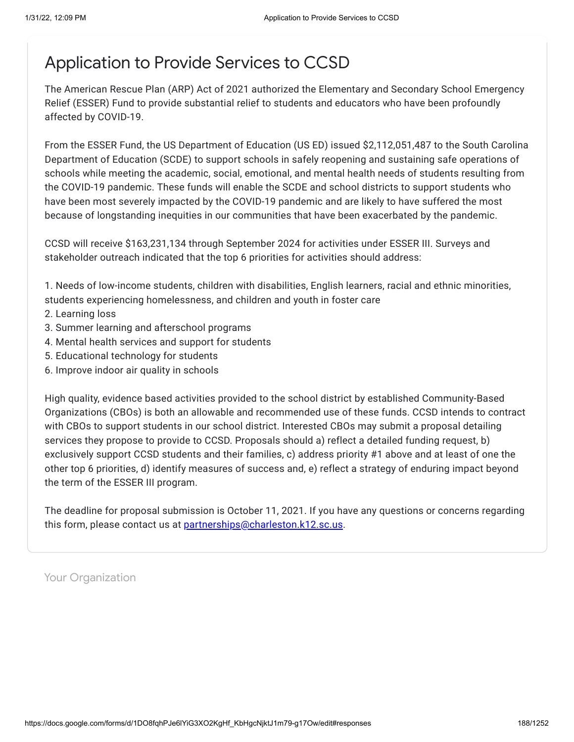# Application to Provide Services to CCSD

The American Rescue Plan (ARP) Act of 2021 authorized the Elementary and Secondary School Emergency Relief (ESSER) Fund to provide substantial relief to students and educators who have been profoundly affected by COVID-19.

From the ESSER Fund, the US Department of Education (US ED) issued $2,112,051,487 to the South Carolina Department of Education (SCDE) to support schools in safely reopening and sustaining safe operations of schools while meeting the academic, social, emotional, and mental health needs of students resulting from the COVID-19 pandemic. These funds will enable the SCDE and school districts to support students who have been most severely impacted by the COVID-19 pandemic and are likely to have suffered the most because of longstanding inequities in our communities that have been exacerbated by the pandemic.

CCSD will receive $163,231,134 through September 2024 for activities under ESSER III. Surveys and stakeholder outreach indicated that the top 6 priorities for activities should address:

1. Needs of low-income students, children with disabilities, English learners, racial and ethnic minorities, students experiencing homelessness, and children and youth in foster care
2. Learning loss
3. Summer learning and afterschool programs
4. Mental health services and support for students
5. Educational technology for students
6. Improve indoor air quality in schools

High quality, evidence based activities provided to the school district by established Community-Based Organizations (CBOs) is both an allowable and recommended use of these funds. CCSD intends to contract with CBOs to support students in our school district. Interested CBOs may submit a proposal detailing services they propose to provide to CCSD. Proposals should a) reflect a detailed funding request, b) exclusively support CCSD students and their families, c) address priority #1 above and at least of one the other top 6 priorities, d) identify measures of success and, e) reflect a strategy of enduring impact beyond the term of the ESSER III program.

The deadline for proposal submission is October 11, 2021. If you have any questions or concerns regarding this form, please contact us at partnerships@charleston.k12.sc.us.

## Your Organization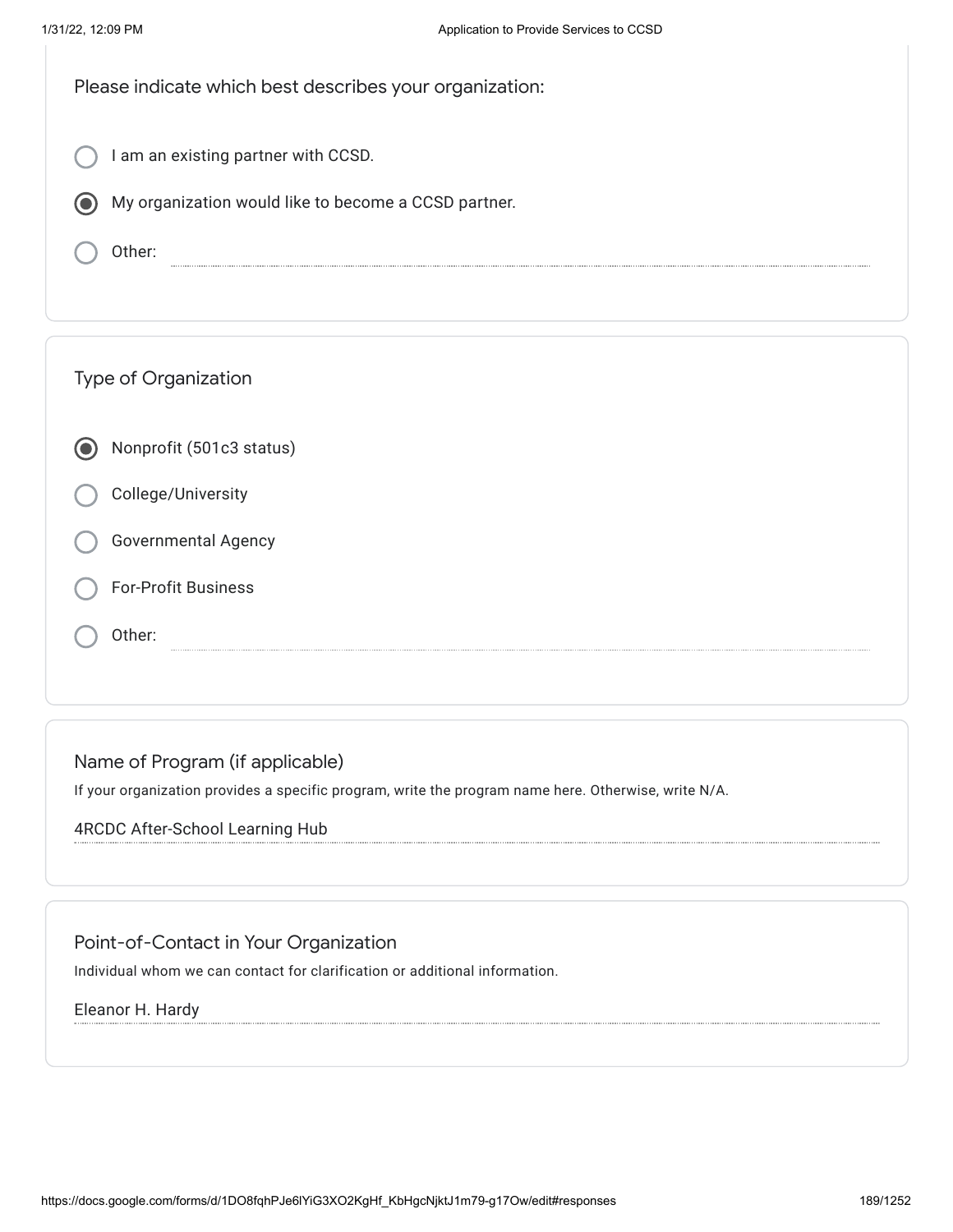Please indicate which best describes your organization:

- ○ I am an existing partner with CCSD.
- ◉ My organization would like to become a CCSD partner.
- ○ Other:

Type of Organization

- ◉ Nonprofit (501c3 status)
- ○ College/University
- ○ Governmental Agency
- ○ For-Profit Business
- ○ Other:

Name of Program (if applicable)

If your organization provides a specific program, write the program name here. Otherwise, write N/A.

4RCDC After-School Learning Hub

Point-of-Contact in Your Organization

Individual whom we can contact for clarification or additional information.

Eleanor H. Hardy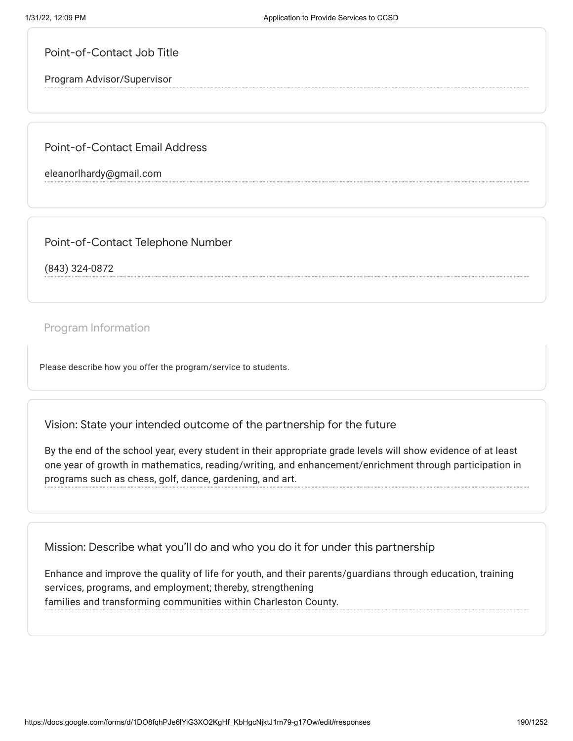Point-of-Contact Job Title

Program Advisor/Supervisor

Point-of-Contact Email Address

eleanorlhardy@gmail.com

Point-of-Contact Telephone Number

(843) 324-0872

## Program Information

Please describe how you offer the program/service to students.

Vision: State your intended outcome of the partnership for the future

By the end of the school year, every student in their appropriate grade levels will show evidence of at least one year of growth in mathematics, reading/writing, and enhancement/enrichment through participation in programs such as chess, golf, dance, gardening, and art.

Mission: Describe what you'll do and who you do it for under this partnership

Enhance and improve the quality of life for youth, and their parents/guardians through education, training services, programs, and employment; thereby, strengthening families and transforming communities within Charleston County.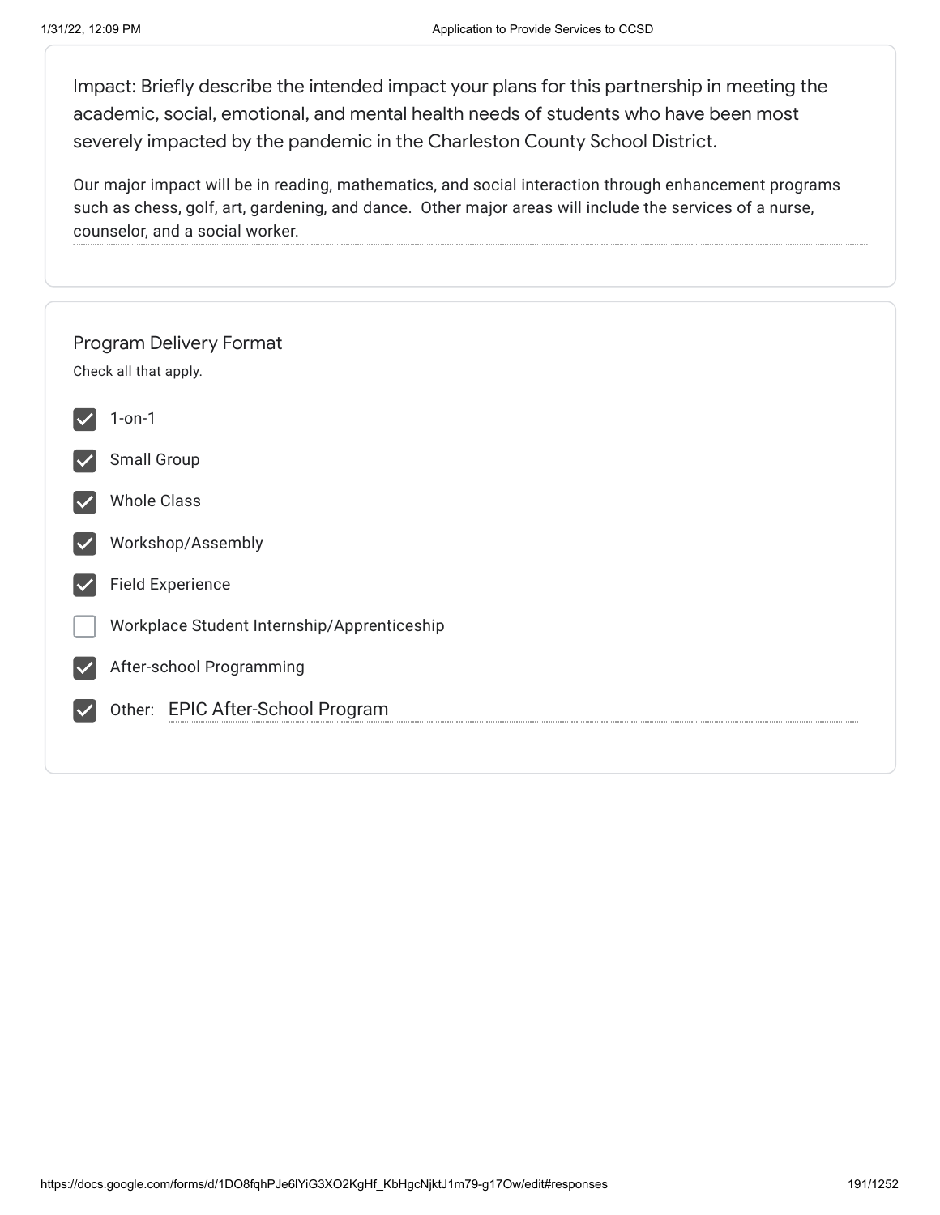Impact: Briefly describe the intended impact your plans for this partnership in meeting the academic, social, emotional, and mental health needs of students who have been most severely impacted by the pandemic in the Charleston County School District.

Our major impact will be in reading, mathematics, and social interaction through enhancement programs such as chess, golf, art, gardening, and dance. Other major areas will include the services of a nurse, counselor, and a social worker.

Program Delivery Format

Check all that apply.

- [x] 1-on-1
- [x] Small Group
- [x] Whole Class
- [x] Workshop/Assembly
- [x] Field Experience
- [ ] Workplace Student Internship/Apprenticeship
- [x] After-school Programming
- [x] Other: EPIC After-School Program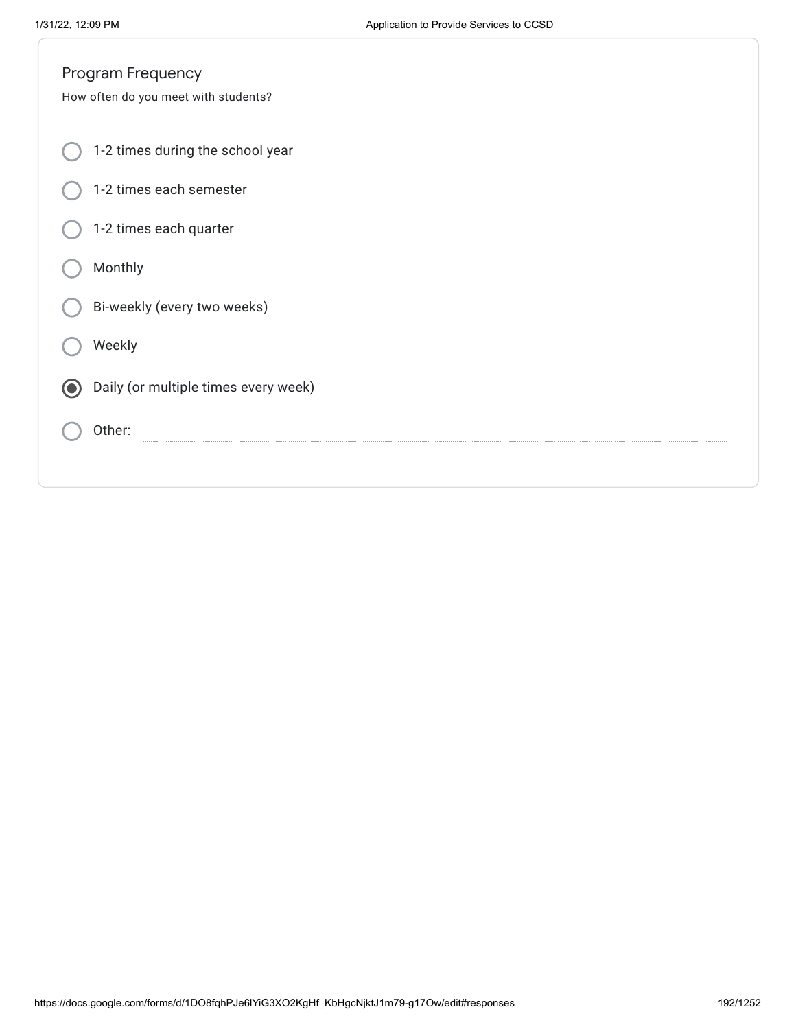## Program Frequency

How often do you meet with students?

- ○ 1-2 times during the school year
- ○ 1-2 times each semester
- ○ 1-2 times each quarter
- ○ Monthly
- ○ Bi-weekly (every two weeks)
- ○ Weekly
- ◉ Daily (or multiple times every week)
- ○ Other: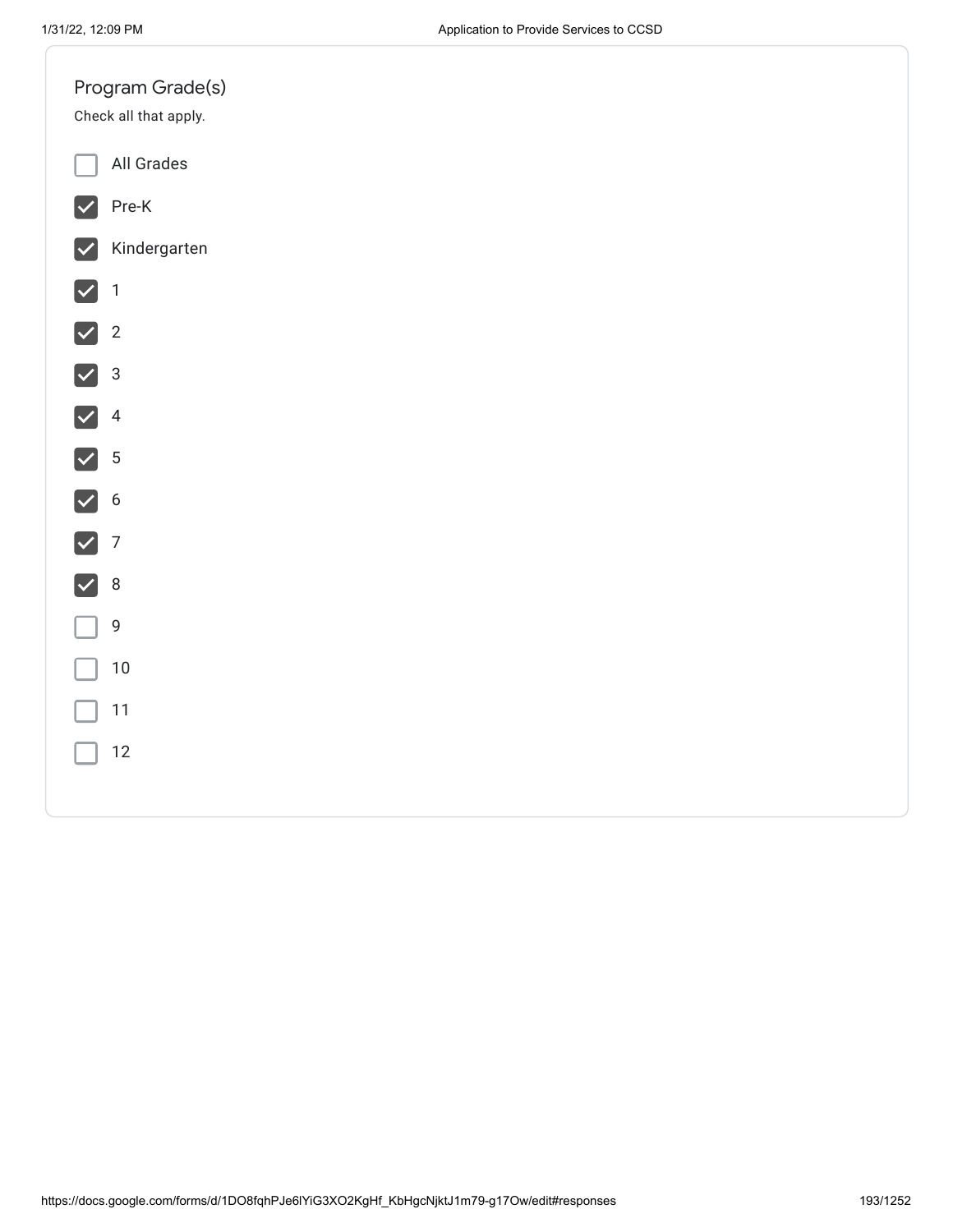### Program Grade(s)

Check all that apply.

- [ ] All Grades
- [x] Pre-K
- [x] Kindergarten
- [x] 1
- [x] 2
- [x] 3
- [x] 4
- [x] 5
- [x] 6
- [x] 7
- [x] 8
- [ ] 9
- [ ] 10
- [ ] 11
- [ ] 12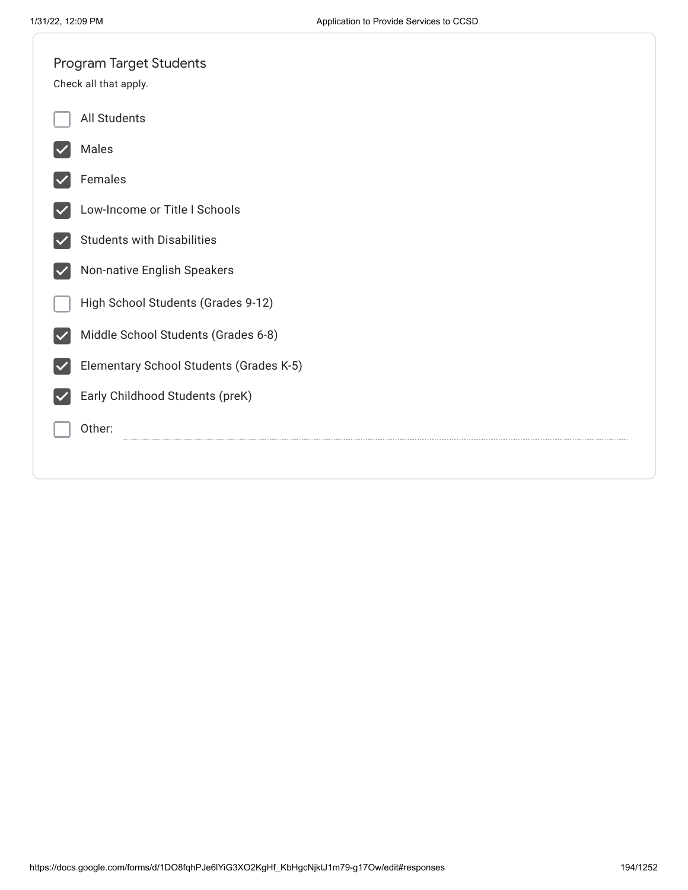## Program Target Students

Check all that apply.

- [ ] All Students
- [x] Males
- [x] Females
- [x] Low-Income or Title I Schools
- [x] Students with Disabilities
- [x] Non-native English Speakers
- [ ] High School Students (Grades 9-12)
- [x] Middle School Students (Grades 6-8)
- [x] Elementary School Students (Grades K-5)
- [x] Early Childhood Students (preK)
- [ ] Other: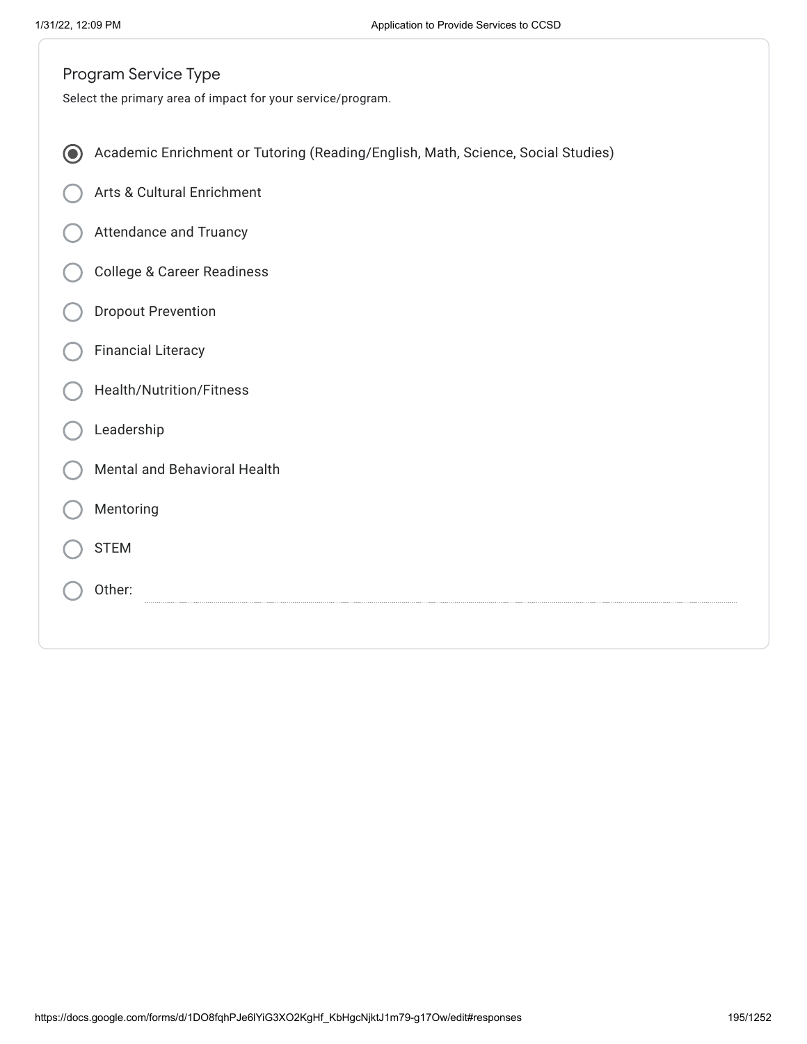## Program Service Type

Select the primary area of impact for your service/program.

- (●) Academic Enrichment or Tutoring (Reading/English, Math, Science, Social Studies)
- ( ) Arts & Cultural Enrichment
- ( ) Attendance and Truancy
- ( ) College & Career Readiness
- ( ) Dropout Prevention
- ( ) Financial Literacy
- ( ) Health/Nutrition/Fitness
- ( ) Leadership
- ( ) Mental and Behavioral Health
- ( ) Mentoring
- ( ) STEM
- ( ) Other: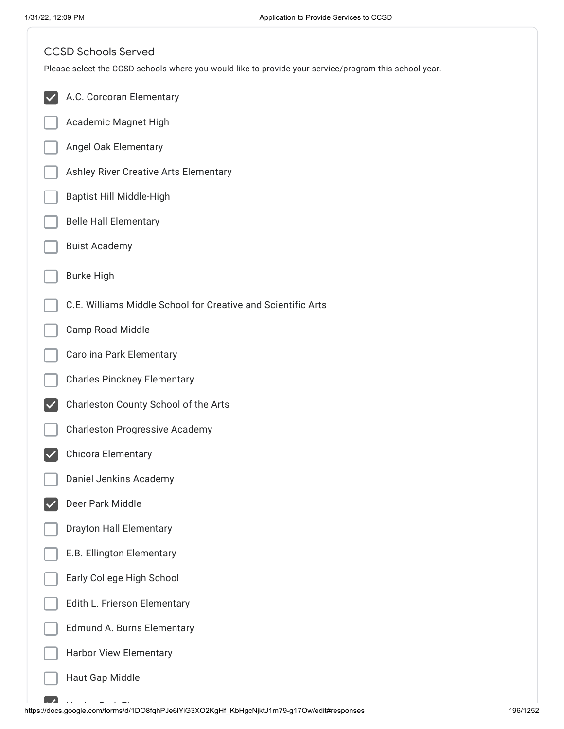## CCSD Schools Served

Please select the CCSD schools where you would like to provide your service/program this school year.

- [x] A.C. Corcoran Elementary
- [ ] Academic Magnet High
- [ ] Angel Oak Elementary
- [ ] Ashley River Creative Arts Elementary
- [ ] Baptist Hill Middle-High
- [ ] Belle Hall Elementary
- [ ] Buist Academy
- [ ] Burke High
- [ ] C.E. Williams Middle School for Creative and Scientific Arts
- [ ] Camp Road Middle
- [ ] Carolina Park Elementary
- [ ] Charles Pinckney Elementary
- [x] Charleston County School of the Arts
- [ ] Charleston Progressive Academy
- [x] Chicora Elementary
- [ ] Daniel Jenkins Academy
- [x] Deer Park Middle
- [ ] Drayton Hall Elementary
- [ ] E.B. Ellington Elementary
- [ ] Early College High School
- [ ] Edith L. Frierson Elementary
- [ ] Edmund A. Burns Elementary
- [ ] Harbor View Elementary
- [ ] Haut Gap Middle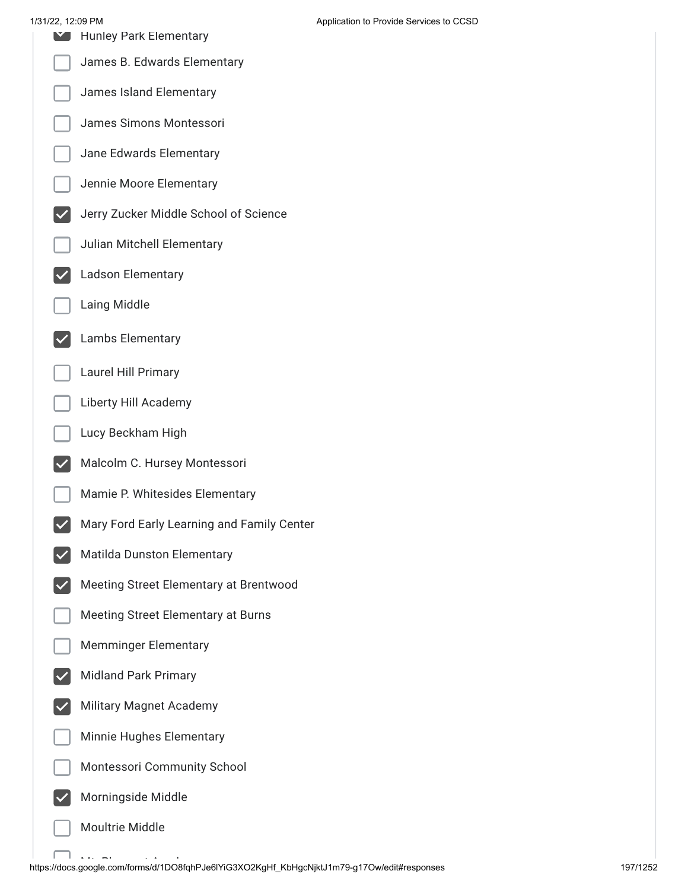- [x] Hunley Park Elementary
- [ ] James B. Edwards Elementary
- [ ] James Island Elementary
- [ ] James Simons Montessori
- [ ] Jane Edwards Elementary
- [ ] Jennie Moore Elementary
- [x] Jerry Zucker Middle School of Science
- [ ] Julian Mitchell Elementary
- [x] Ladson Elementary
- [ ] Laing Middle
- [x] Lambs Elementary
- [ ] Laurel Hill Primary
- [ ] Liberty Hill Academy
- [ ] Lucy Beckham High
- [x] Malcolm C. Hursey Montessori
- [ ] Mamie P. Whitesides Elementary
- [x] Mary Ford Early Learning and Family Center
- [x] Matilda Dunston Elementary
- [x] Meeting Street Elementary at Brentwood
- [ ] Meeting Street Elementary at Burns
- [ ] Memminger Elementary
- [x] Midland Park Primary
- [x] Military Magnet Academy
- [ ] Minnie Hughes Elementary
- [ ] Montessori Community School
- [x] Morningside Middle
- [ ] Moultrie Middle
- [ ] Mt. Pleasant Academy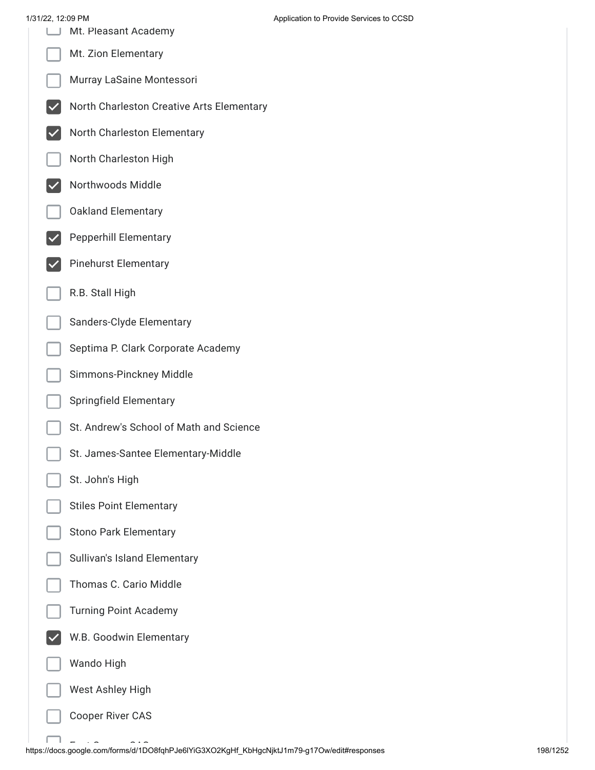- [ ] Mt. Pleasant Academy
- [ ] Mt. Zion Elementary
- [ ] Murray LaSaine Montessori
- [x] North Charleston Creative Arts Elementary
- [x] North Charleston Elementary
- [ ] North Charleston High
- [x] Northwoods Middle
- [ ] Oakland Elementary
- [x] Pepperhill Elementary
- [x] Pinehurst Elementary
- [ ] R.B. Stall High
- [ ] Sanders-Clyde Elementary
- [ ] Septima P. Clark Corporate Academy
- [ ] Simmons-Pinckney Middle
- [ ] Springfield Elementary
- [ ] St. Andrew's School of Math and Science
- [ ] St. James-Santee Elementary-Middle
- [ ] St. John's High
- [ ] Stiles Point Elementary
- [ ] Stono Park Elementary
- [ ] Sullivan's Island Elementary
- [ ] Thomas C. Cario Middle
- [ ] Turning Point Academy
- [x] W.B. Goodwin Elementary
- [ ] Wando High
- [ ] West Ashley High
- [ ] Cooper River CAS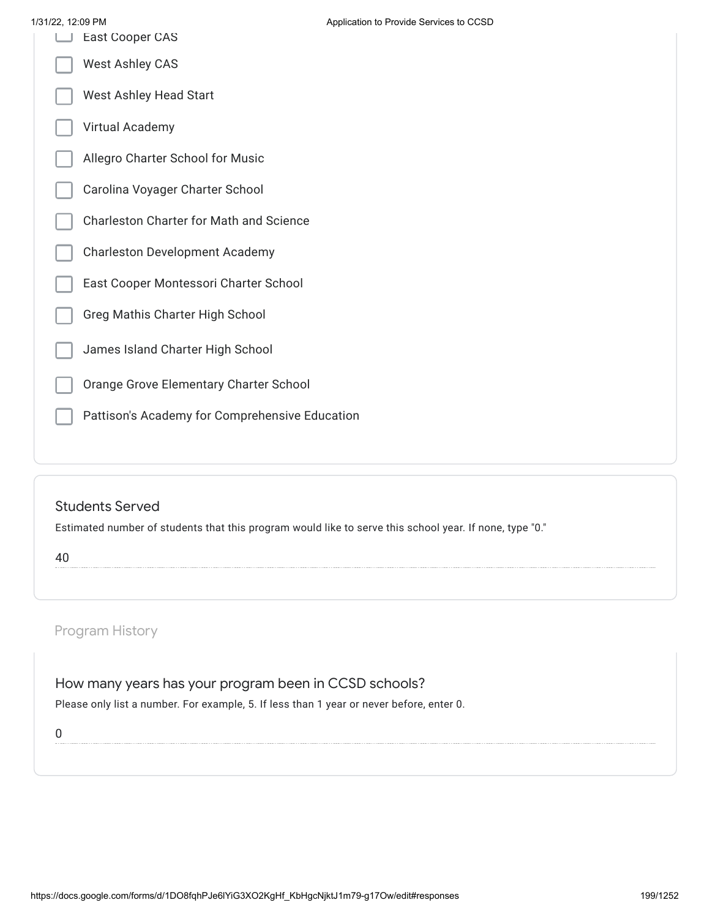- [ ] East Cooper CAS
- [ ] West Ashley CAS
- [ ] West Ashley Head Start
- [ ] Virtual Academy
- [ ] Allegro Charter School for Music
- [ ] Carolina Voyager Charter School
- [ ] Charleston Charter for Math and Science
- [ ] Charleston Development Academy
- [ ] East Cooper Montessori Charter School
- [ ] Greg Mathis Charter High School
- [ ] James Island Charter High School
- [ ] Orange Grove Elementary Charter School
- [ ] Pattison's Academy for Comprehensive Education

### Students Served

Estimated number of students that this program would like to serve this school year. If none, type "0."

40

## Program History

### How many years has your program been in CCSD schools?

Please only list a number. For example, 5. If less than 1 year or never before, enter 0.

0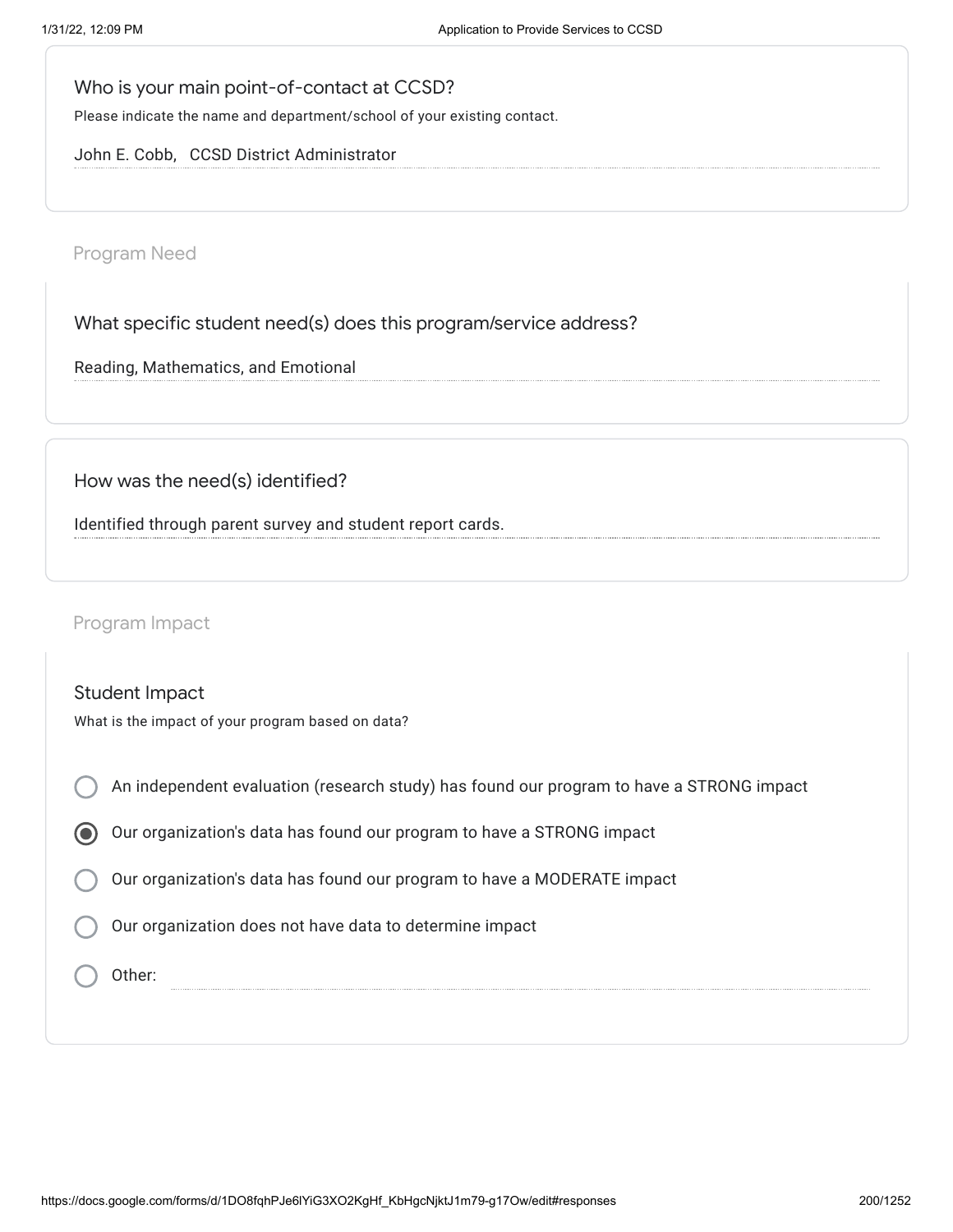### Who is your main point-of-contact at CCSD?

Please indicate the name and department/school of your existing contact.

John E. Cobb, CCSD District Administrator

## Program Need

### What specific student need(s) does this program/service address?

Reading, Mathematics, and Emotional

### How was the need(s) identified?

Identified through parent survey and student report cards.

## Program Impact

### Student Impact

What is the impact of your program based on data?

- ○ An independent evaluation (research study) has found our program to have a STRONG impact
- ◉ Our organization's data has found our program to have a STRONG impact
- ○ Our organization's data has found our program to have a MODERATE impact
- ○ Our organization does not have data to determine impact
- ○ Other: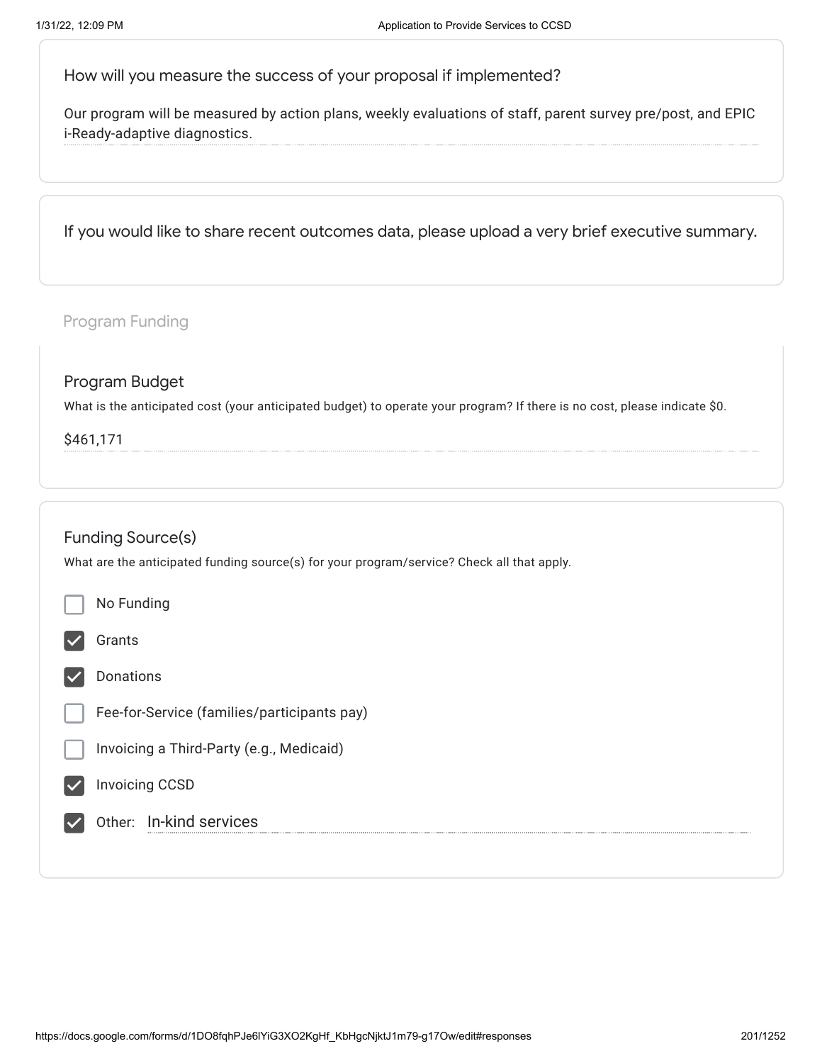How will you measure the success of your proposal if implemented?

Our program will be measured by action plans, weekly evaluations of staff, parent survey pre/post, and EPIC i-Ready-adaptive diagnostics.

If you would like to share recent outcomes data, please upload a very brief executive summary.

## Program Funding

### Program Budget

What is the anticipated cost (your anticipated budget) to operate your program? If there is no cost, please indicate $0.

$461,171

### Funding Source(s)

What are the anticipated funding source(s) for your program/service? Check all that apply.

- [ ] No Funding
- [x] Grants
- [x] Donations
- [ ] Fee-for-Service (families/participants pay)
- [ ] Invoicing a Third-Party (e.g., Medicaid)
- [x] Invoicing CCSD
- [x] Other: In-kind services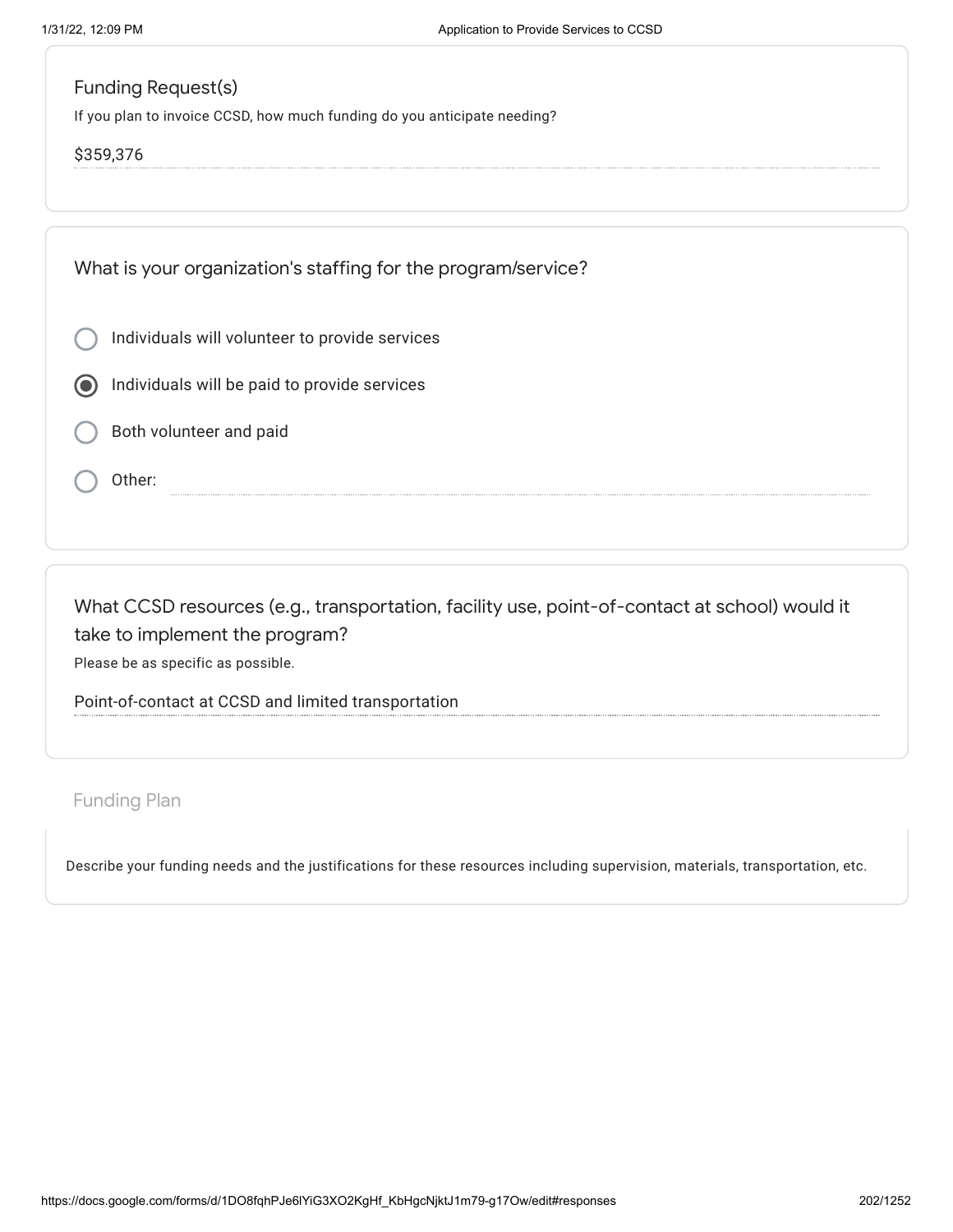### Funding Request(s)

If you plan to invoice CCSD, how much funding do you anticipate needing?

$359,376

### What is your organization's staffing for the program/service?

- ○ Individuals will volunteer to provide services
- ◉ Individuals will be paid to provide services
- ○ Both volunteer and paid
- ○ Other:

### What CCSD resources (e.g., transportation, facility use, point-of-contact at school) would it take to implement the program?

Please be as specific as possible.

Point-of-contact at CCSD and limited transportation

## Funding Plan

Describe your funding needs and the justifications for these resources including supervision, materials, transportation, etc.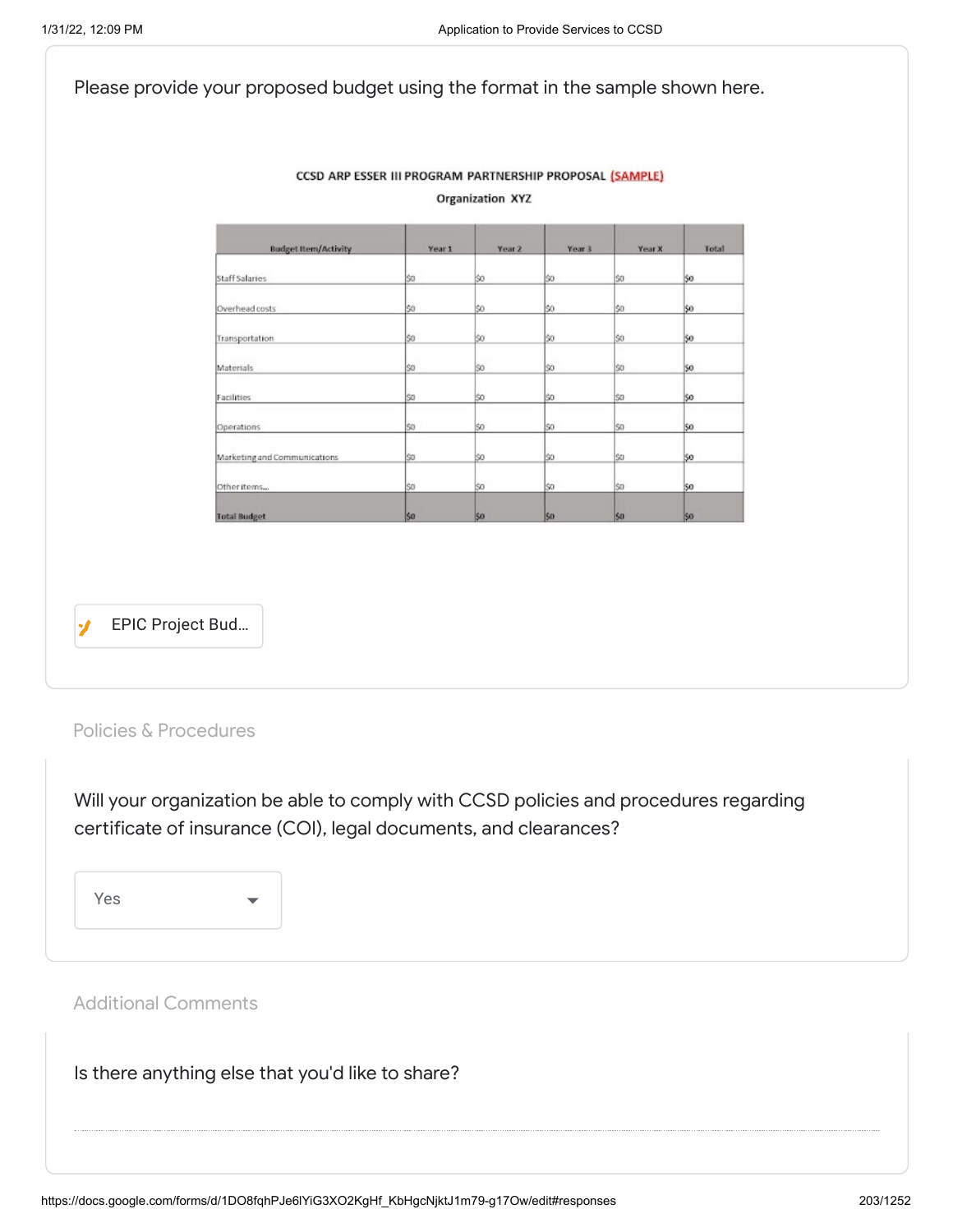Please provide your proposed budget using the format in the sample shown here.

**CCSD ARP ESSER III PROGRAM PARTNERSHIP PROPOSAL (SAMPLE)**

**Organization XYZ**

| Budget Item/Activity | Year 1 | Year 2 | Year 3 | Year X | Total |
|---|---|---|---|---|---|
| Staff Salaries | $0 | $0 | $0 | $0 | $0 |
| Overhead costs | $0 | $0 | $0 | $0 | $0 |
| Transportation | $0 | $0 | $0 | $0 | $0 |
| Materials | $0 | $0 | $0 | $0 | $0 |
| Facilities | $0 | $0 | $0 | $0 | $0 |
| Operations | $0 | $0 | $0 | $0 | $0 |
| Marketing and Communications | $0 | $0 | $0 | $0 | $0 |
| Other items... | $0 | $0 | $0 | $0 | $0 |
| **Total Budget** | **$0** | **$0** | **$0** | **$0** | **$0** |

EPIC Project Bud...

## Policies & Procedures

Will your organization be able to comply with CCSD policies and procedures regarding certificate of insurance (COI), legal documents, and clearances?

Yes

## Additional Comments

Is there anything else that you'd like to share?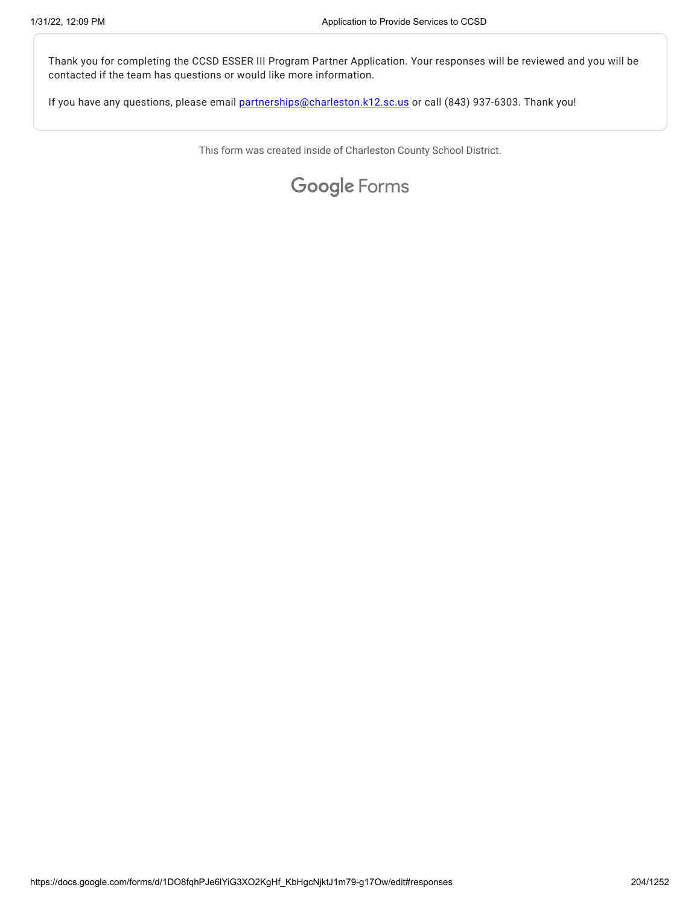Thank you for completing the CCSD ESSER III Program Partner Application. Your responses will be reviewed and you will be contacted if the team has questions or would like more information.

If you have any questions, please email partnerships@charleston.k12.sc.us or call (843) 937-6303. Thank you!

This form was created inside of Charleston County School District.

Google Forms